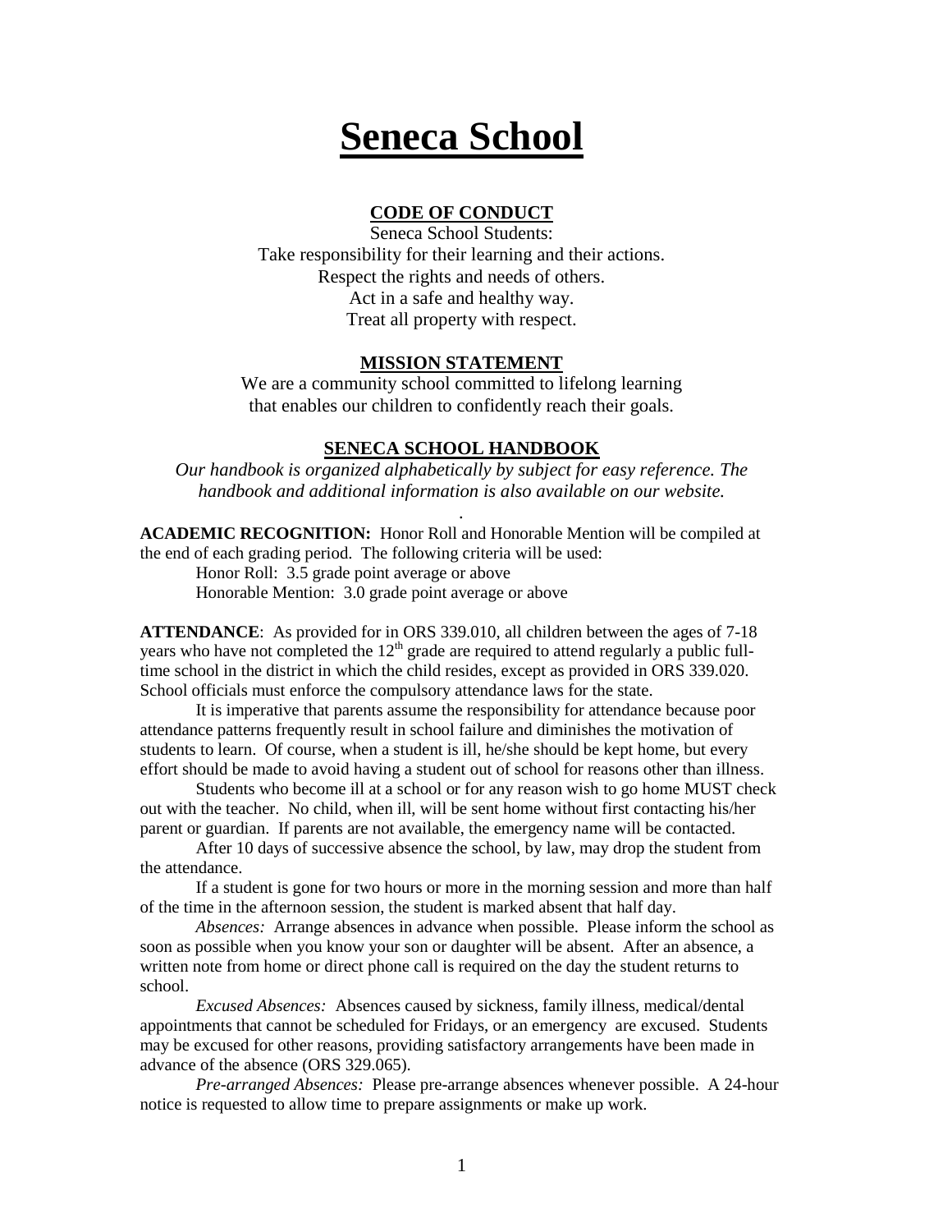# Seneca School

## CODE OF CONDUCT

Seneca School Students:
Take responsibility for their learning and their actions.
Respect the rights and needs of others.
Act in a safe and healthy way.
Treat all property with respect.

## MISSION STATEMENT

We are a community school committed to lifelong learning
that enables our children to confidently reach their goals.

## SENECA SCHOOL HANDBOOK

*Our handbook is organized alphabetically by subject for easy reference. The handbook and additional information is also available on our website.*

**ACADEMIC RECOGNITION:** Honor Roll and Honorable Mention will be compiled at the end of each grading period. The following criteria will be used:

Honor Roll: 3.5 grade point average or above
Honorable Mention: 3.0 grade point average or above

**ATTENDANCE**: As provided for in ORS 339.010, all children between the ages of 7-18 years who have not completed the 12th grade are required to attend regularly a public full-time school in the district in which the child resides, except as provided in ORS 339.020. School officials must enforce the compulsory attendance laws for the state.

It is imperative that parents assume the responsibility for attendance because poor attendance patterns frequently result in school failure and diminishes the motivation of students to learn. Of course, when a student is ill, he/she should be kept home, but every effort should be made to avoid having a student out of school for reasons other than illness.

Students who become ill at a school or for any reason wish to go home MUST check out with the teacher. No child, when ill, will be sent home without first contacting his/her parent or guardian. If parents are not available, the emergency name will be contacted.

After 10 days of successive absence the school, by law, may drop the student from the attendance.

If a student is gone for two hours or more in the morning session and more than half of the time in the afternoon session, the student is marked absent that half day.

*Absences:* Arrange absences in advance when possible. Please inform the school as soon as possible when you know your son or daughter will be absent. After an absence, a written note from home or direct phone call is required on the day the student returns to school.

*Excused Absences:* Absences caused by sickness, family illness, medical/dental appointments that cannot be scheduled for Fridays, or an emergency are excused. Students may be excused for other reasons, providing satisfactory arrangements have been made in advance of the absence (ORS 329.065).

*Pre-arranged Absences:* Please pre-arrange absences whenever possible. A 24-hour notice is requested to allow time to prepare assignments or make up work.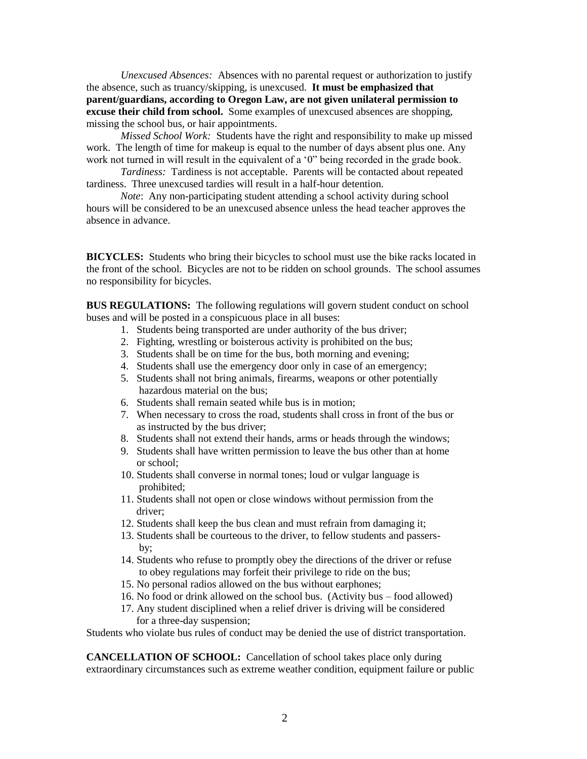*Unexcused Absences:* Absences with no parental request or authorization to justify the absence, such as truancy/skipping, is unexcused. **It must be emphasized that parent/guardians, according to Oregon Law, are not given unilateral permission to excuse their child from school.** Some examples of unexcused absences are shopping, missing the school bus, or hair appointments.

*Missed School Work:* Students have the right and responsibility to make up missed work. The length of time for makeup is equal to the number of days absent plus one. Any work not turned in will result in the equivalent of a '0" being recorded in the grade book.

*Tardiness:* Tardiness is not acceptable. Parents will be contacted about repeated tardiness. Three unexcused tardies will result in a half-hour detention.

*Note*: Any non-participating student attending a school activity during school hours will be considered to be an unexcused absence unless the head teacher approves the absence in advance.

**BICYCLES:** Students who bring their bicycles to school must use the bike racks located in the front of the school. Bicycles are not to be ridden on school grounds. The school assumes no responsibility for bicycles.

**BUS REGULATIONS:** The following regulations will govern student conduct on school buses and will be posted in a conspicuous place in all buses:

1. Students being transported are under authority of the bus driver;
2. Fighting, wrestling or boisterous activity is prohibited on the bus;
3. Students shall be on time for the bus, both morning and evening;
4. Students shall use the emergency door only in case of an emergency;
5. Students shall not bring animals, firearms, weapons or other potentially hazardous material on the bus;
6. Students shall remain seated while bus is in motion;
7. When necessary to cross the road, students shall cross in front of the bus or as instructed by the bus driver;
8. Students shall not extend their hands, arms or heads through the windows;
9. Students shall have written permission to leave the bus other than at home or school;
10. Students shall converse in normal tones; loud or vulgar language is prohibited;
11. Students shall not open or close windows without permission from the driver;
12. Students shall keep the bus clean and must refrain from damaging it;
13. Students shall be courteous to the driver, to fellow students and passers-by;
14. Students who refuse to promptly obey the directions of the driver or refuse to obey regulations may forfeit their privilege to ride on the bus;
15. No personal radios allowed on the bus without earphones;
16. No food or drink allowed on the school bus. (Activity bus – food allowed)
17. Any student disciplined when a relief driver is driving will be considered for a three-day suspension;

Students who violate bus rules of conduct may be denied the use of district transportation.

**CANCELLATION OF SCHOOL:** Cancellation of school takes place only during extraordinary circumstances such as extreme weather condition, equipment failure or public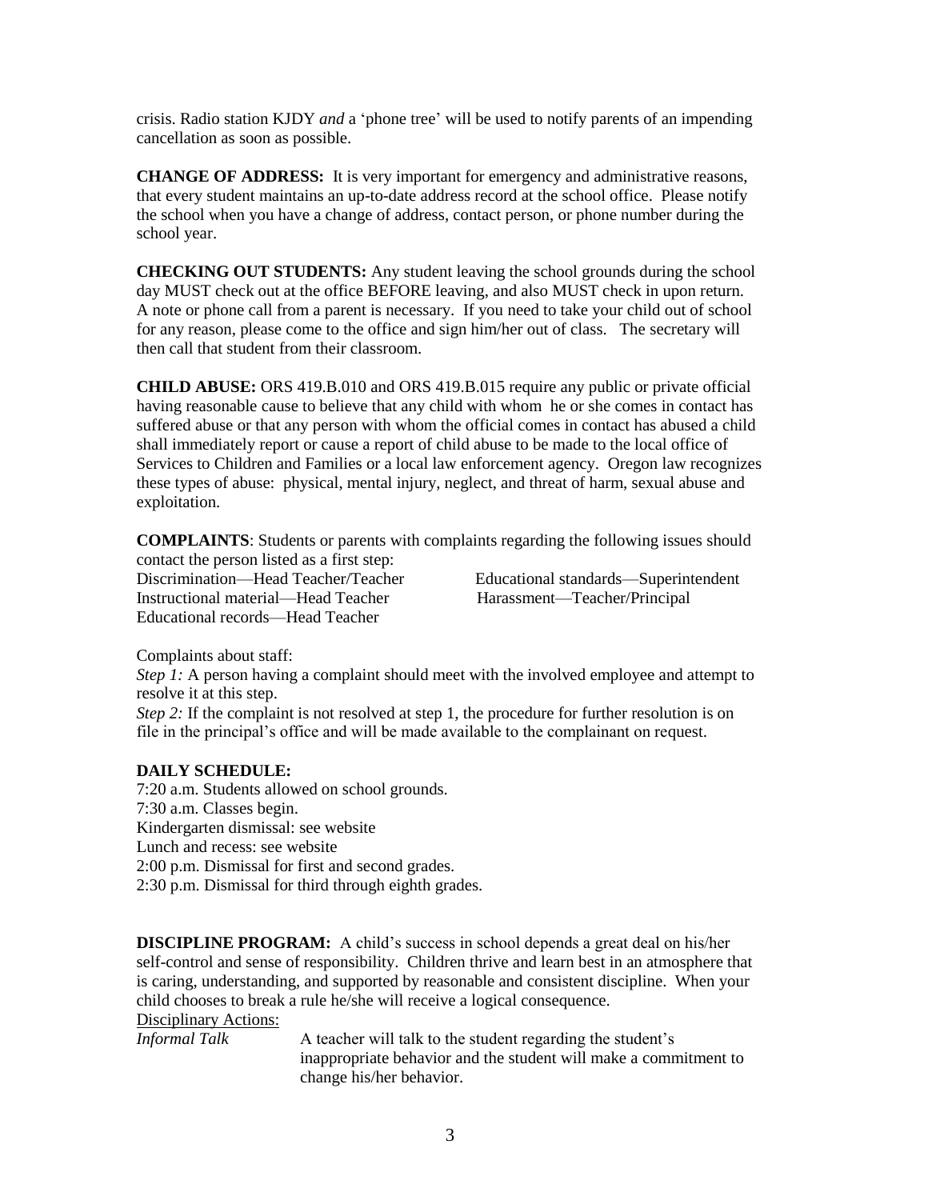crisis. Radio station KJDY *and* a 'phone tree' will be used to notify parents of an impending cancellation as soon as possible.

**CHANGE OF ADDRESS:** It is very important for emergency and administrative reasons, that every student maintains an up-to-date address record at the school office. Please notify the school when you have a change of address, contact person, or phone number during the school year.

**CHECKING OUT STUDENTS:** Any student leaving the school grounds during the school day MUST check out at the office BEFORE leaving, and also MUST check in upon return. A note or phone call from a parent is necessary. If you need to take your child out of school for any reason, please come to the office and sign him/her out of class. The secretary will then call that student from their classroom.

**CHILD ABUSE:** ORS 419.B.010 and ORS 419.B.015 require any public or private official having reasonable cause to believe that any child with whom he or she comes in contact has suffered abuse or that any person with whom the official comes in contact has abused a child shall immediately report or cause a report of child abuse to be made to the local office of Services to Children and Families or a local law enforcement agency. Oregon law recognizes these types of abuse: physical, mental injury, neglect, and threat of harm, sexual abuse and exploitation.

**COMPLAINTS**: Students or parents with complaints regarding the following issues should contact the person listed as a first step:

Discrimination—Head Teacher/Teacher
Instructional material—Head Teacher
Educational records—Head Teacher
Educational standards—Superintendent
Harassment—Teacher/Principal

Complaints about staff:

*Step 1:* A person having a complaint should meet with the involved employee and attempt to resolve it at this step.

*Step 2:* If the complaint is not resolved at step 1, the procedure for further resolution is on file in the principal's office and will be made available to the complainant on request.

**DAILY SCHEDULE:**

7:20 a.m. Students allowed on school grounds.
7:30 a.m. Classes begin.
Kindergarten dismissal: see website
Lunch and recess: see website
2:00 p.m. Dismissal for first and second grades.
2:30 p.m. Dismissal for third through eighth grades.

**DISCIPLINE PROGRAM:** A child's success in school depends a great deal on his/her self-control and sense of responsibility. Children thrive and learn best in an atmosphere that is caring, understanding, and supported by reasonable and consistent discipline. When your child chooses to break a rule he/she will receive a logical consequence.

Disciplinary Actions:

*Informal Talk* — A teacher will talk to the student regarding the student's inappropriate behavior and the student will make a commitment to change his/her behavior.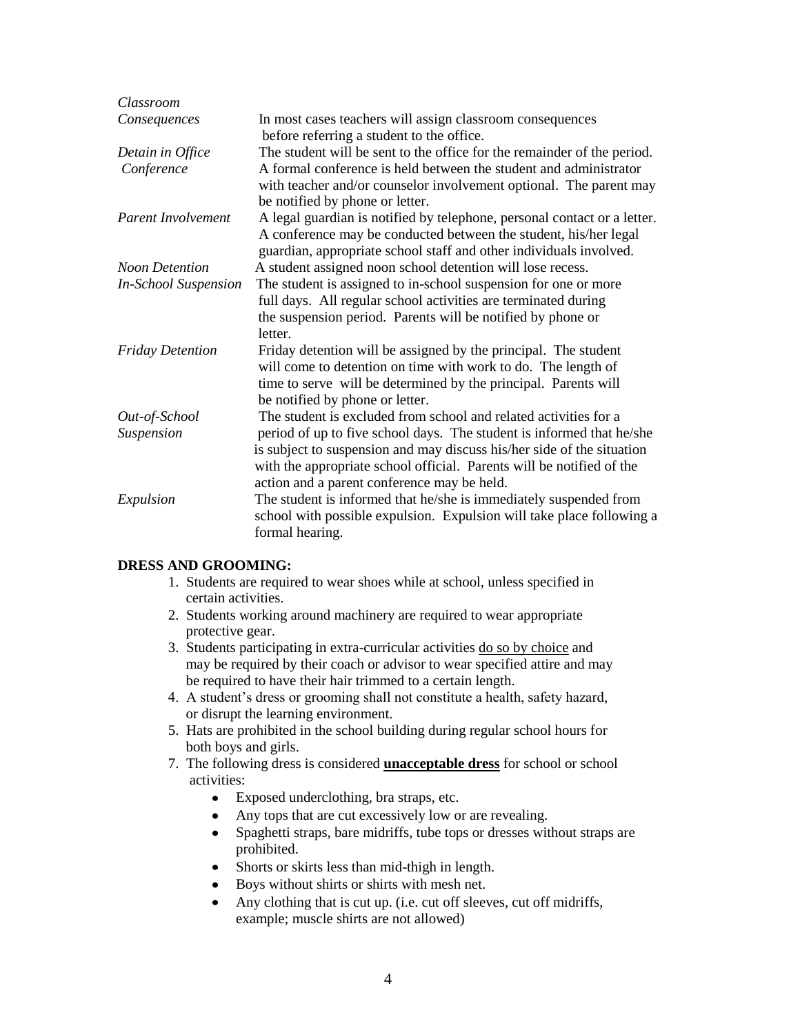| | |
|---|---|
| *Classroom Consequences* | In most cases teachers will assign classroom consequences before referring a student to the office. |
| *Detain in Office* | The student will be sent to the office for the remainder of the period. |
| *Conference* | A formal conference is held between the student and administrator with teacher and/or counselor involvement optional. The parent may be notified by phone or letter. |
| *Parent Involvement* | A legal guardian is notified by telephone, personal contact or a letter. A conference may be conducted between the student, his/her legal guardian, appropriate school staff and other individuals involved. |
| *Noon Detention* | A student assigned noon school detention will lose recess. |
| *In-School Suspension* | The student is assigned to in-school suspension for one or more full days. All regular school activities are terminated during the suspension period. Parents will be notified by phone or letter. |
| *Friday Detention* | Friday detention will be assigned by the principal. The student will come to detention on time with work to do. The length of time to serve will be determined by the principal. Parents will be notified by phone or letter. |
| *Out-of-School Suspension* | The student is excluded from school and related activities for a period of up to five school days. The student is informed that he/she is subject to suspension and may discuss his/her side of the situation with the appropriate school official. Parents will be notified of the action and a parent conference may be held. |
| *Expulsion* | The student is informed that he/she is immediately suspended from school with possible expulsion. Expulsion will take place following a formal hearing. |

**DRESS AND GROOMING:**

1. Students are required to wear shoes while at school, unless specified in certain activities.
2. Students working around machinery are required to wear appropriate protective gear.
3. Students participating in extra-curricular activities <u>do so by choice</u> and may be required by their coach or advisor to wear specified attire and may be required to have their hair trimmed to a certain length.
4. A student's dress or grooming shall not constitute a health, safety hazard, or disrupt the learning environment.
5. Hats are prohibited in the school building during regular school hours for both boys and girls.

7. The following dress is considered **<u>unacceptable dress</u>** for school or school activities:
    - Exposed underclothing, bra straps, etc.
    - Any tops that are cut excessively low or are revealing.
    - Spaghetti straps, bare midriffs, tube tops or dresses without straps are prohibited.
    - Shorts or skirts less than mid-thigh in length.
    - Boys without shirts or shirts with mesh net.
    - Any clothing that is cut up. (i.e. cut off sleeves, cut off midriffs, example; muscle shirts are not allowed)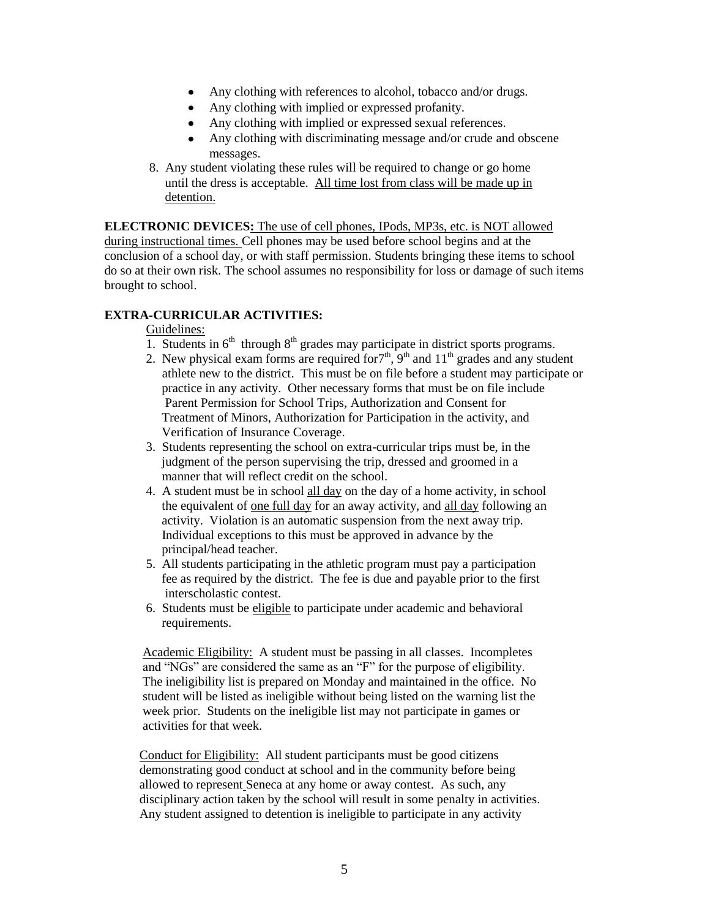- Any clothing with references to alcohol, tobacco and/or drugs.
- Any clothing with implied or expressed profanity.
- Any clothing with implied or expressed sexual references.
- Any clothing with discriminating message and/or crude and obscene messages.

8. Any student violating these rules will be required to change or go home until the dress is acceptable. <u>All time lost from class will be made up in detention.</u>

**ELECTRONIC DEVICES:** <u>The use of cell phones, IPods, MP3s, etc. is NOT allowed during instructional times.</u> Cell phones may be used before school begins and at the conclusion of a school day, or with staff permission. Students bringing these items to school do so at their own risk. The school assumes no responsibility for loss or damage of such items brought to school.

**EXTRA-CURRICULAR ACTIVITIES:**

<u>Guidelines:</u>

1. Students in 6th through 8th grades may participate in district sports programs.
2. New physical exam forms are required for 7th, 9th and 11th grades and any student athlete new to the district. This must be on file before a student may participate or practice in any activity. Other necessary forms that must be on file include Parent Permission for School Trips, Authorization and Consent for Treatment of Minors, Authorization for Participation in the activity, and Verification of Insurance Coverage.
3. Students representing the school on extra-curricular trips must be, in the judgment of the person supervising the trip, dressed and groomed in a manner that will reflect credit on the school.
4. A student must be in school <u>all day</u> on the day of a home activity, in school the equivalent of <u>one full day</u> for an away activity, and <u>all day</u> following an activity. Violation is an automatic suspension from the next away trip. Individual exceptions to this must be approved in advance by the principal/head teacher.
5. All students participating in the athletic program must pay a participation fee as required by the district. The fee is due and payable prior to the first interscholastic contest.
6. Students must be <u>eligible</u> to participate under academic and behavioral requirements.

<u>Academic Eligibility:</u> A student must be passing in all classes. Incompletes and "NGs" are considered the same as an "F" for the purpose of eligibility. The ineligibility list is prepared on Monday and maintained in the office. No student will be listed as ineligible without being listed on the warning list the week prior. Students on the ineligible list may not participate in games or activities for that week.

<u>Conduct for Eligibility:</u> All student participants must be good citizens demonstrating good conduct at school and in the community before being allowed to represent Seneca at any home or away contest. As such, any disciplinary action taken by the school will result in some penalty in activities. Any student assigned to detention is ineligible to participate in any activity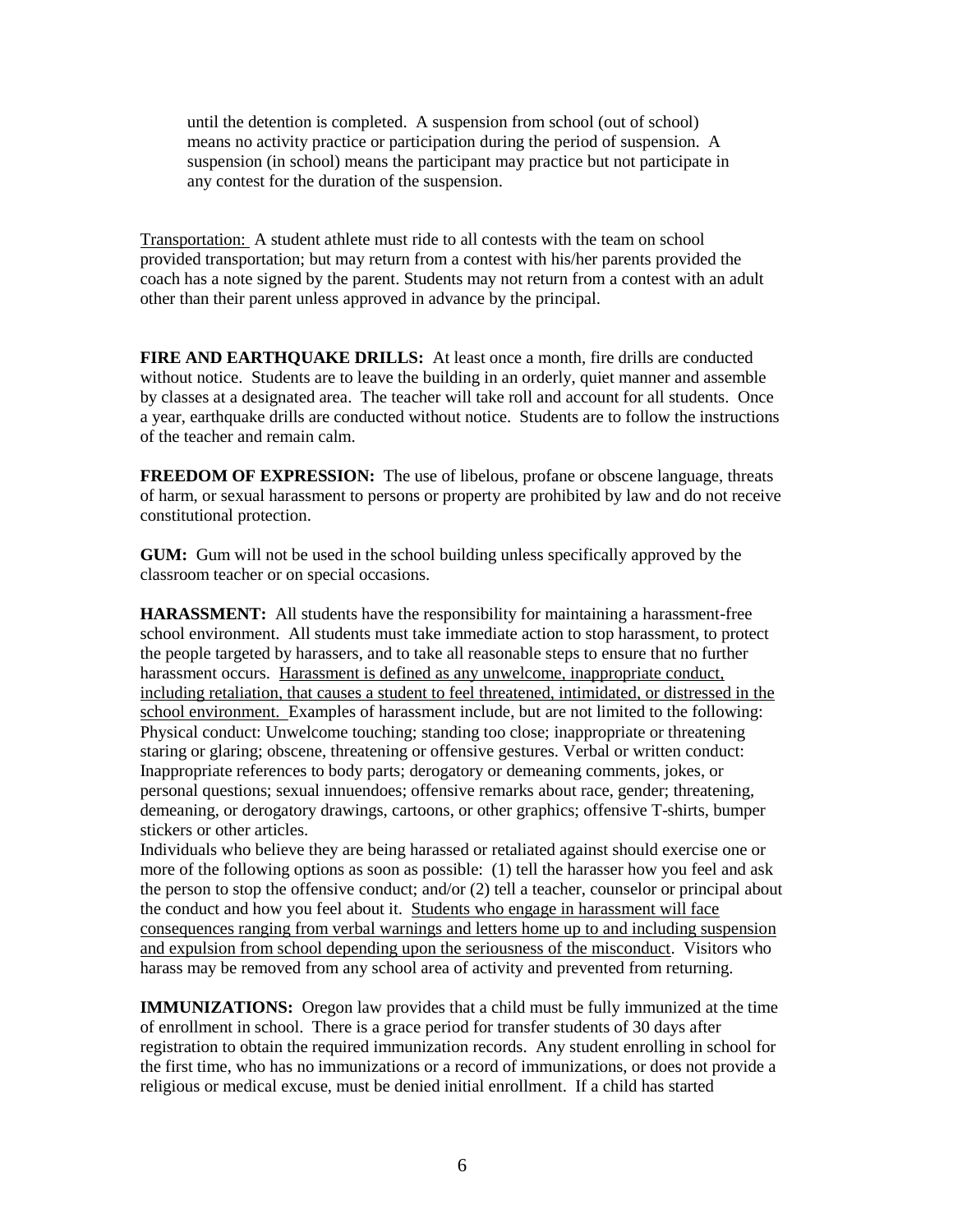until the detention is completed. A suspension from school (out of school) means no activity practice or participation during the period of suspension. A suspension (in school) means the participant may practice but not participate in any contest for the duration of the suspension.

<u>Transportation:</u> A student athlete must ride to all contests with the team on school provided transportation; but may return from a contest with his/her parents provided the coach has a note signed by the parent. Students may not return from a contest with an adult other than their parent unless approved in advance by the principal.

**FIRE AND EARTHQUAKE DRILLS:** At least once a month, fire drills are conducted without notice. Students are to leave the building in an orderly, quiet manner and assemble by classes at a designated area. The teacher will take roll and account for all students. Once a year, earthquake drills are conducted without notice. Students are to follow the instructions of the teacher and remain calm.

**FREEDOM OF EXPRESSION:** The use of libelous, profane or obscene language, threats of harm, or sexual harassment to persons or property are prohibited by law and do not receive constitutional protection.

**GUM:** Gum will not be used in the school building unless specifically approved by the classroom teacher or on special occasions.

**HARASSMENT:** All students have the responsibility for maintaining a harassment-free school environment. All students must take immediate action to stop harassment, to protect the people targeted by harassers, and to take all reasonable steps to ensure that no further harassment occurs. <u>Harassment is defined as any unwelcome, inappropriate conduct, including retaliation, that causes a student to feel threatened, intimidated, or distressed in the school environment.</u> Examples of harassment include, but are not limited to the following: Physical conduct: Unwelcome touching; standing too close; inappropriate or threatening staring or glaring; obscene, threatening or offensive gestures. Verbal or written conduct: Inappropriate references to body parts; derogatory or demeaning comments, jokes, or personal questions; sexual innuendoes; offensive remarks about race, gender; threatening, demeaning, or derogatory drawings, cartoons, or other graphics; offensive T-shirts, bumper stickers or other articles.

Individuals who believe they are being harassed or retaliated against should exercise one or more of the following options as soon as possible: (1) tell the harasser how you feel and ask the person to stop the offensive conduct; and/or (2) tell a teacher, counselor or principal about the conduct and how you feel about it. <u>Students who engage in harassment will face consequences ranging from verbal warnings and letters home up to and including suspension and expulsion from school depending upon the seriousness of the misconduct</u>. Visitors who harass may be removed from any school area of activity and prevented from returning.

**IMMUNIZATIONS:** Oregon law provides that a child must be fully immunized at the time of enrollment in school. There is a grace period for transfer students of 30 days after registration to obtain the required immunization records. Any student enrolling in school for the first time, who has no immunizations or a record of immunizations, or does not provide a religious or medical excuse, must be denied initial enrollment. If a child has started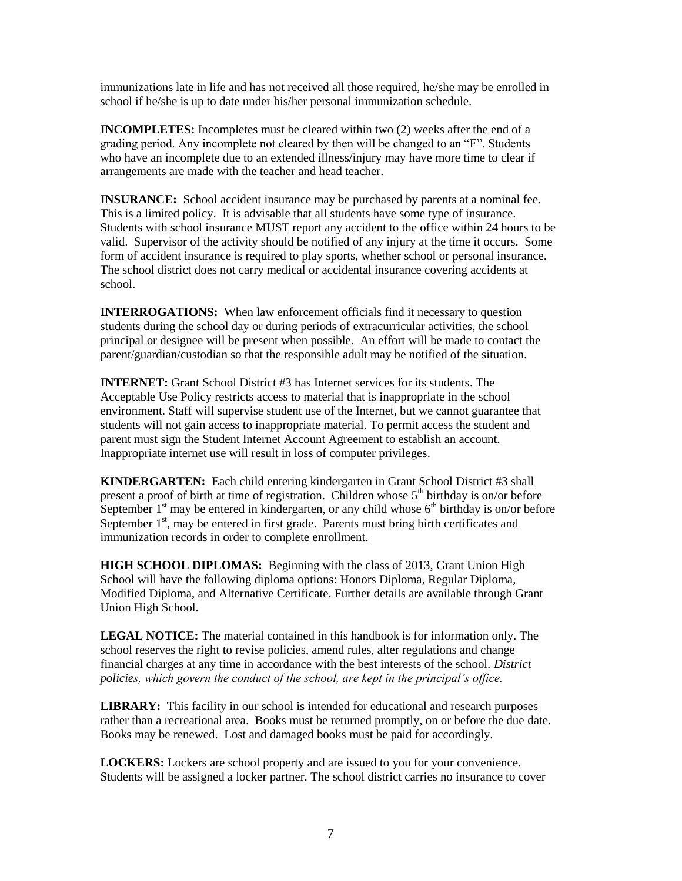immunizations late in life and has not received all those required, he/she may be enrolled in school if he/she is up to date under his/her personal immunization schedule.

**INCOMPLETES:** Incompletes must be cleared within two (2) weeks after the end of a grading period. Any incomplete not cleared by then will be changed to an "F". Students who have an incomplete due to an extended illness/injury may have more time to clear if arrangements are made with the teacher and head teacher.

**INSURANCE:** School accident insurance may be purchased by parents at a nominal fee. This is a limited policy. It is advisable that all students have some type of insurance. Students with school insurance MUST report any accident to the office within 24 hours to be valid. Supervisor of the activity should be notified of any injury at the time it occurs. Some form of accident insurance is required to play sports, whether school or personal insurance. The school district does not carry medical or accidental insurance covering accidents at school.

**INTERROGATIONS:** When law enforcement officials find it necessary to question students during the school day or during periods of extracurricular activities, the school principal or designee will be present when possible. An effort will be made to contact the parent/guardian/custodian so that the responsible adult may be notified of the situation.

**INTERNET:** Grant School District #3 has Internet services for its students. The Acceptable Use Policy restricts access to material that is inappropriate in the school environment. Staff will supervise student use of the Internet, but we cannot guarantee that students will not gain access to inappropriate material. To permit access the student and parent must sign the Student Internet Account Agreement to establish an account. <u>Inappropriate internet use will result in loss of computer privileges</u>.

**KINDERGARTEN:** Each child entering kindergarten in Grant School District #3 shall present a proof of birth at time of registration. Children whose 5th birthday is on/or before September 1st may be entered in kindergarten, or any child whose 6th birthday is on/or before September 1st, may be entered in first grade. Parents must bring birth certificates and immunization records in order to complete enrollment.

**HIGH SCHOOL DIPLOMAS:** Beginning with the class of 2013, Grant Union High School will have the following diploma options: Honors Diploma, Regular Diploma, Modified Diploma, and Alternative Certificate. Further details are available through Grant Union High School.

**LEGAL NOTICE:** The material contained in this handbook is for information only. The school reserves the right to revise policies, amend rules, alter regulations and change financial charges at any time in accordance with the best interests of the school. *District policies, which govern the conduct of the school, are kept in the principal's office.*

**LIBRARY:** This facility in our school is intended for educational and research purposes rather than a recreational area. Books must be returned promptly, on or before the due date. Books may be renewed. Lost and damaged books must be paid for accordingly.

**LOCKERS:** Lockers are school property and are issued to you for your convenience. Students will be assigned a locker partner. The school district carries no insurance to cover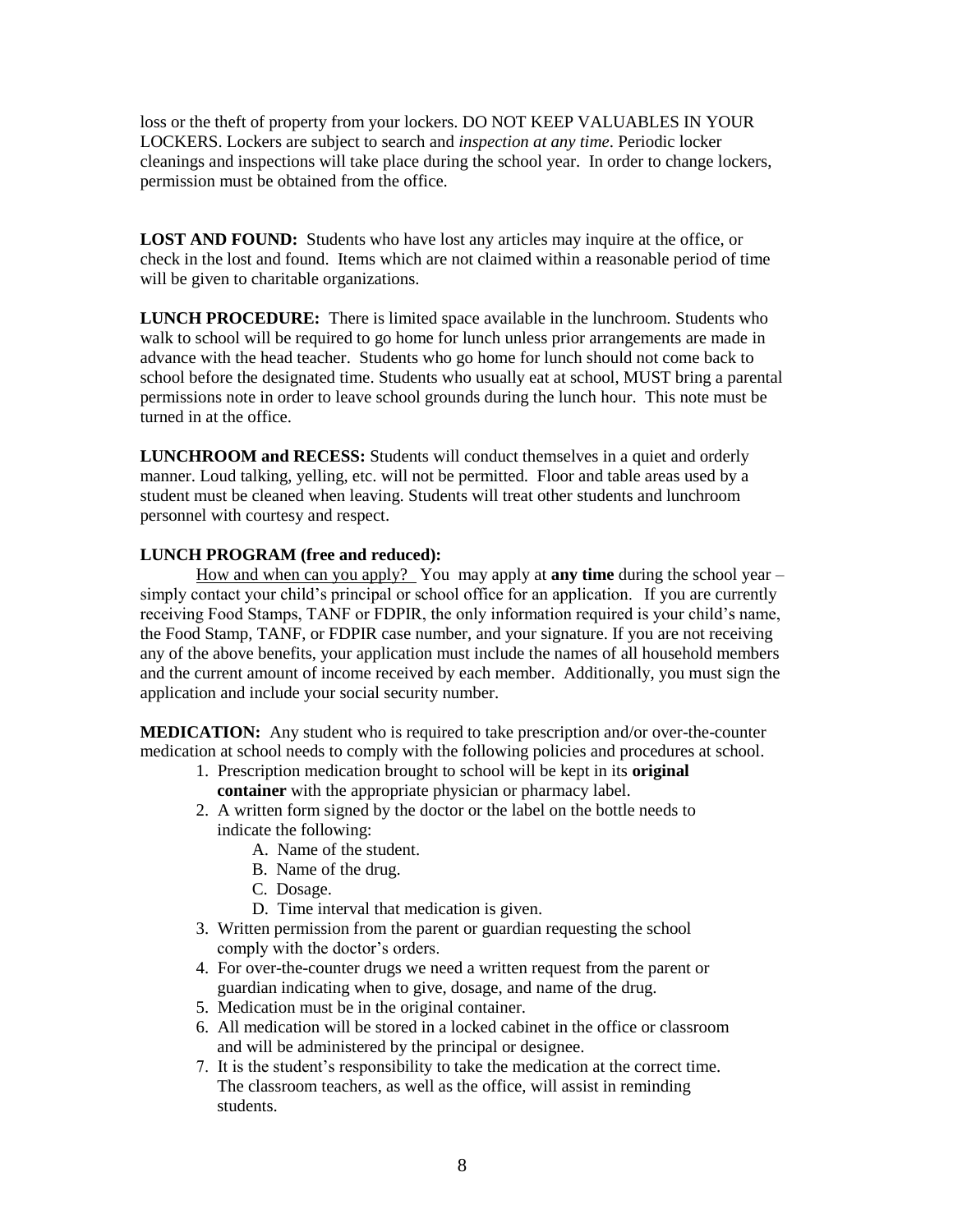loss or the theft of property from your lockers. DO NOT KEEP VALUABLES IN YOUR LOCKERS. Lockers are subject to search and *inspection at any time*. Periodic locker cleanings and inspections will take place during the school year. In order to change lockers, permission must be obtained from the office.

**LOST AND FOUND:** Students who have lost any articles may inquire at the office, or check in the lost and found. Items which are not claimed within a reasonable period of time will be given to charitable organizations.

**LUNCH PROCEDURE:** There is limited space available in the lunchroom. Students who walk to school will be required to go home for lunch unless prior arrangements are made in advance with the head teacher. Students who go home for lunch should not come back to school before the designated time. Students who usually eat at school, MUST bring a parental permissions note in order to leave school grounds during the lunch hour. This note must be turned in at the office.

**LUNCHROOM and RECESS:** Students will conduct themselves in a quiet and orderly manner. Loud talking, yelling, etc. will not be permitted. Floor and table areas used by a student must be cleaned when leaving. Students will treat other students and lunchroom personnel with courtesy and respect.

**LUNCH PROGRAM (free and reduced):**

How and when can you apply? You may apply at **any time** during the school year – simply contact your child's principal or school office for an application. If you are currently receiving Food Stamps, TANF or FDPIR, the only information required is your child's name, the Food Stamp, TANF, or FDPIR case number, and your signature. If you are not receiving any of the above benefits, your application must include the names of all household members and the current amount of income received by each member. Additionally, you must sign the application and include your social security number.

**MEDICATION:** Any student who is required to take prescription and/or over-the-counter medication at school needs to comply with the following policies and procedures at school.

1. Prescription medication brought to school will be kept in its **original container** with the appropriate physician or pharmacy label.
2. A written form signed by the doctor or the label on the bottle needs to indicate the following:
   A. Name of the student.
   B. Name of the drug.
   C. Dosage.
   D. Time interval that medication is given.
3. Written permission from the parent or guardian requesting the school comply with the doctor's orders.
4. For over-the-counter drugs we need a written request from the parent or guardian indicating when to give, dosage, and name of the drug.
5. Medication must be in the original container.
6. All medication will be stored in a locked cabinet in the office or classroom and will be administered by the principal or designee.
7. It is the student's responsibility to take the medication at the correct time. The classroom teachers, as well as the office, will assist in reminding students.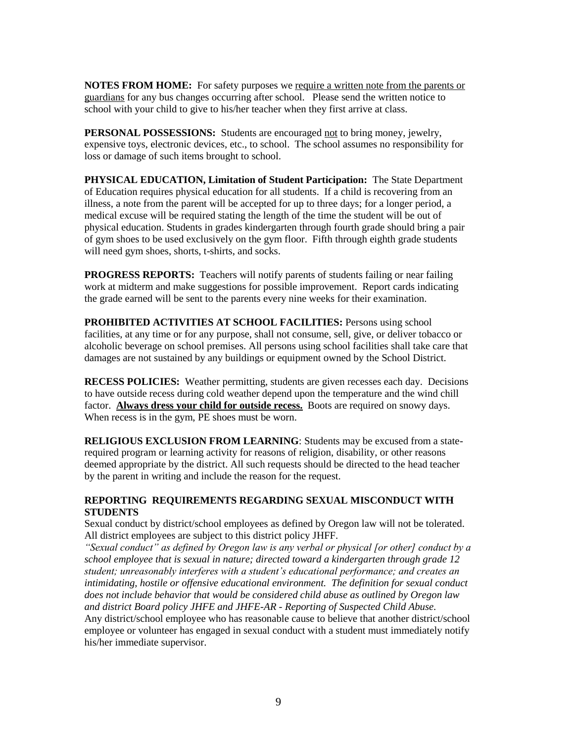**NOTES FROM HOME:** For safety purposes we <u>require a written note from the parents or guardians</u> for any bus changes occurring after school. Please send the written notice to school with your child to give to his/her teacher when they first arrive at class.

**PERSONAL POSSESSIONS:** Students are encouraged <u>not</u> to bring money, jewelry, expensive toys, electronic devices, etc., to school. The school assumes no responsibility for loss or damage of such items brought to school.

**PHYSICAL EDUCATION, Limitation of Student Participation:** The State Department of Education requires physical education for all students. If a child is recovering from an illness, a note from the parent will be accepted for up to three days; for a longer period, a medical excuse will be required stating the length of the time the student will be out of physical education. Students in grades kindergarten through fourth grade should bring a pair of gym shoes to be used exclusively on the gym floor. Fifth through eighth grade students will need gym shoes, shorts, t-shirts, and socks.

**PROGRESS REPORTS:** Teachers will notify parents of students failing or near failing work at midterm and make suggestions for possible improvement. Report cards indicating the grade earned will be sent to the parents every nine weeks for their examination.

**PROHIBITED ACTIVITIES AT SCHOOL FACILITIES:** Persons using school facilities, at any time or for any purpose, shall not consume, sell, give, or deliver tobacco or alcoholic beverage on school premises. All persons using school facilities shall take care that damages are not sustained by any buildings or equipment owned by the School District.

**RECESS POLICIES:** Weather permitting, students are given recesses each day. Decisions to have outside recess during cold weather depend upon the temperature and the wind chill factor. **<u>Always dress your child for outside recess.</u>** Boots are required on snowy days. When recess is in the gym, PE shoes must be worn.

**RELIGIOUS EXCLUSION FROM LEARNING**: Students may be excused from a state-required program or learning activity for reasons of religion, disability, or other reasons deemed appropriate by the district. All such requests should be directed to the head teacher by the parent in writing and include the reason for the request.

**REPORTING REQUIREMENTS REGARDING SEXUAL MISCONDUCT WITH STUDENTS**

Sexual conduct by district/school employees as defined by Oregon law will not be tolerated. All district employees are subject to this district policy JHFF.

*"Sexual conduct" as defined by Oregon law is any verbal or physical [or other] conduct by a school employee that is sexual in nature; directed toward a kindergarten through grade 12 student; unreasonably interferes with a student's educational performance; and creates an intimidating, hostile or offensive educational environment. The definition for sexual conduct does not include behavior that would be considered child abuse as outlined by Oregon law and district Board policy JHFE and JHFE-AR - Reporting of Suspected Child Abuse.*

Any district/school employee who has reasonable cause to believe that another district/school employee or volunteer has engaged in sexual conduct with a student must immediately notify his/her immediate supervisor.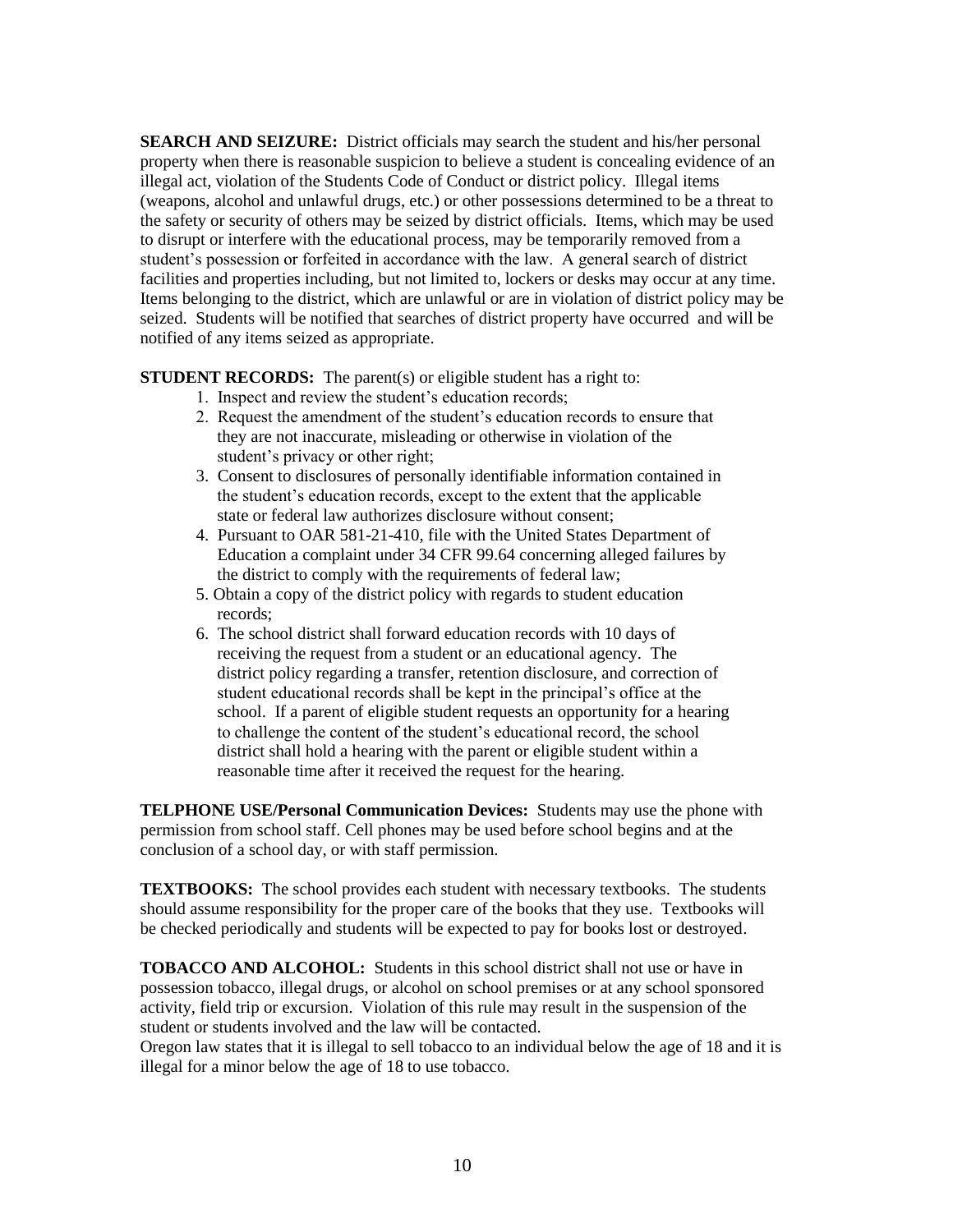**SEARCH AND SEIZURE:** District officials may search the student and his/her personal property when there is reasonable suspicion to believe a student is concealing evidence of an illegal act, violation of the Students Code of Conduct or district policy. Illegal items (weapons, alcohol and unlawful drugs, etc.) or other possessions determined to be a threat to the safety or security of others may be seized by district officials. Items, which may be used to disrupt or interfere with the educational process, may be temporarily removed from a student's possession or forfeited in accordance with the law. A general search of district facilities and properties including, but not limited to, lockers or desks may occur at any time. Items belonging to the district, which are unlawful or are in violation of district policy may be seized. Students will be notified that searches of district property have occurred and will be notified of any items seized as appropriate.

**STUDENT RECORDS:** The parent(s) or eligible student has a right to:

1. Inspect and review the student's education records;
2. Request the amendment of the student's education records to ensure that they are not inaccurate, misleading or otherwise in violation of the student's privacy or other right;
3. Consent to disclosures of personally identifiable information contained in the student's education records, except to the extent that the applicable state or federal law authorizes disclosure without consent;
4. Pursuant to OAR 581-21-410, file with the United States Department of Education a complaint under 34 CFR 99.64 concerning alleged failures by the district to comply with the requirements of federal law;
5. Obtain a copy of the district policy with regards to student education records;
6. The school district shall forward education records with 10 days of receiving the request from a student or an educational agency. The district policy regarding a transfer, retention disclosure, and correction of student educational records shall be kept in the principal's office at the school. If a parent of eligible student requests an opportunity for a hearing to challenge the content of the student's educational record, the school district shall hold a hearing with the parent or eligible student within a reasonable time after it received the request for the hearing.

**TELPHONE USE/Personal Communication Devices:** Students may use the phone with permission from school staff. Cell phones may be used before school begins and at the conclusion of a school day, or with staff permission.

**TEXTBOOKS:** The school provides each student with necessary textbooks. The students should assume responsibility for the proper care of the books that they use. Textbooks will be checked periodically and students will be expected to pay for books lost or destroyed.

**TOBACCO AND ALCOHOL:** Students in this school district shall not use or have in possession tobacco, illegal drugs, or alcohol on school premises or at any school sponsored activity, field trip or excursion. Violation of this rule may result in the suspension of the student or students involved and the law will be contacted.
Oregon law states that it is illegal to sell tobacco to an individual below the age of 18 and it is illegal for a minor below the age of 18 to use tobacco.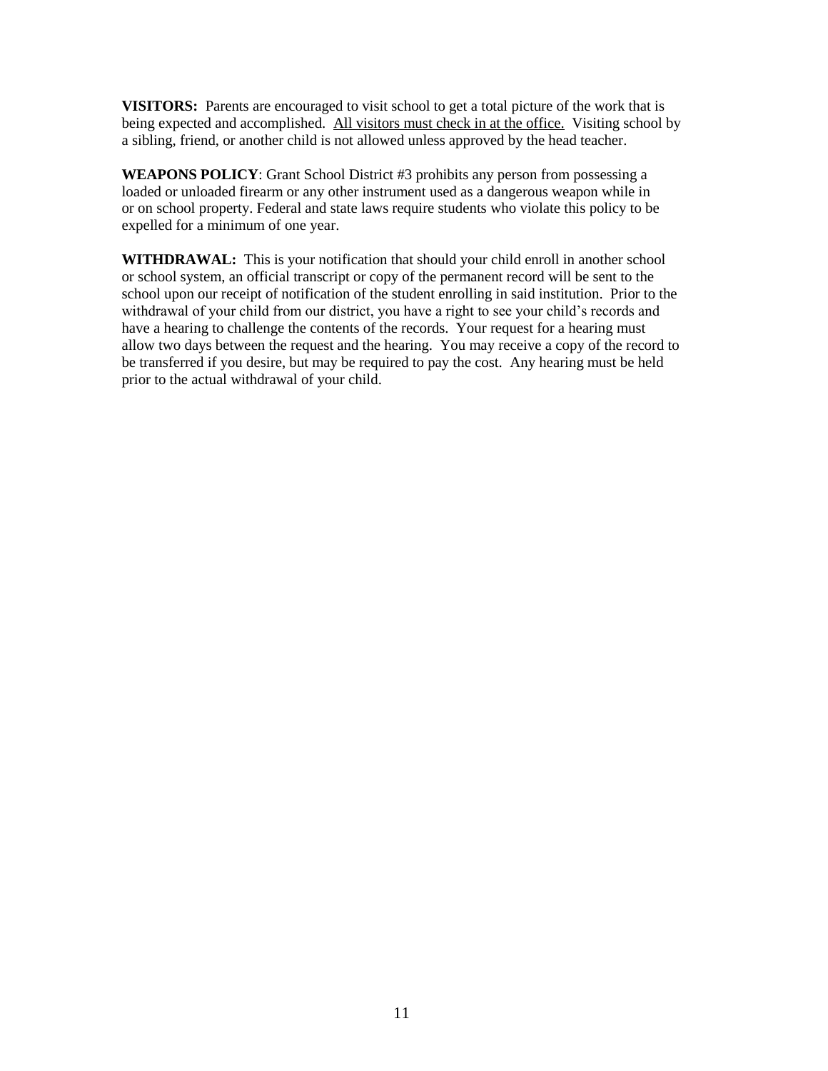**VISITORS:** Parents are encouraged to visit school to get a total picture of the work that is being expected and accomplished. <u>All visitors must check in at the office.</u> Visiting school by a sibling, friend, or another child is not allowed unless approved by the head teacher.

**WEAPONS POLICY**: Grant School District #3 prohibits any person from possessing a loaded or unloaded firearm or any other instrument used as a dangerous weapon while in or on school property. Federal and state laws require students who violate this policy to be expelled for a minimum of one year.

**WITHDRAWAL:** This is your notification that should your child enroll in another school or school system, an official transcript or copy of the permanent record will be sent to the school upon our receipt of notification of the student enrolling in said institution. Prior to the withdrawal of your child from our district, you have a right to see your child's records and have a hearing to challenge the contents of the records. Your request for a hearing must allow two days between the request and the hearing. You may receive a copy of the record to be transferred if you desire, but may be required to pay the cost. Any hearing must be held prior to the actual withdrawal of your child.